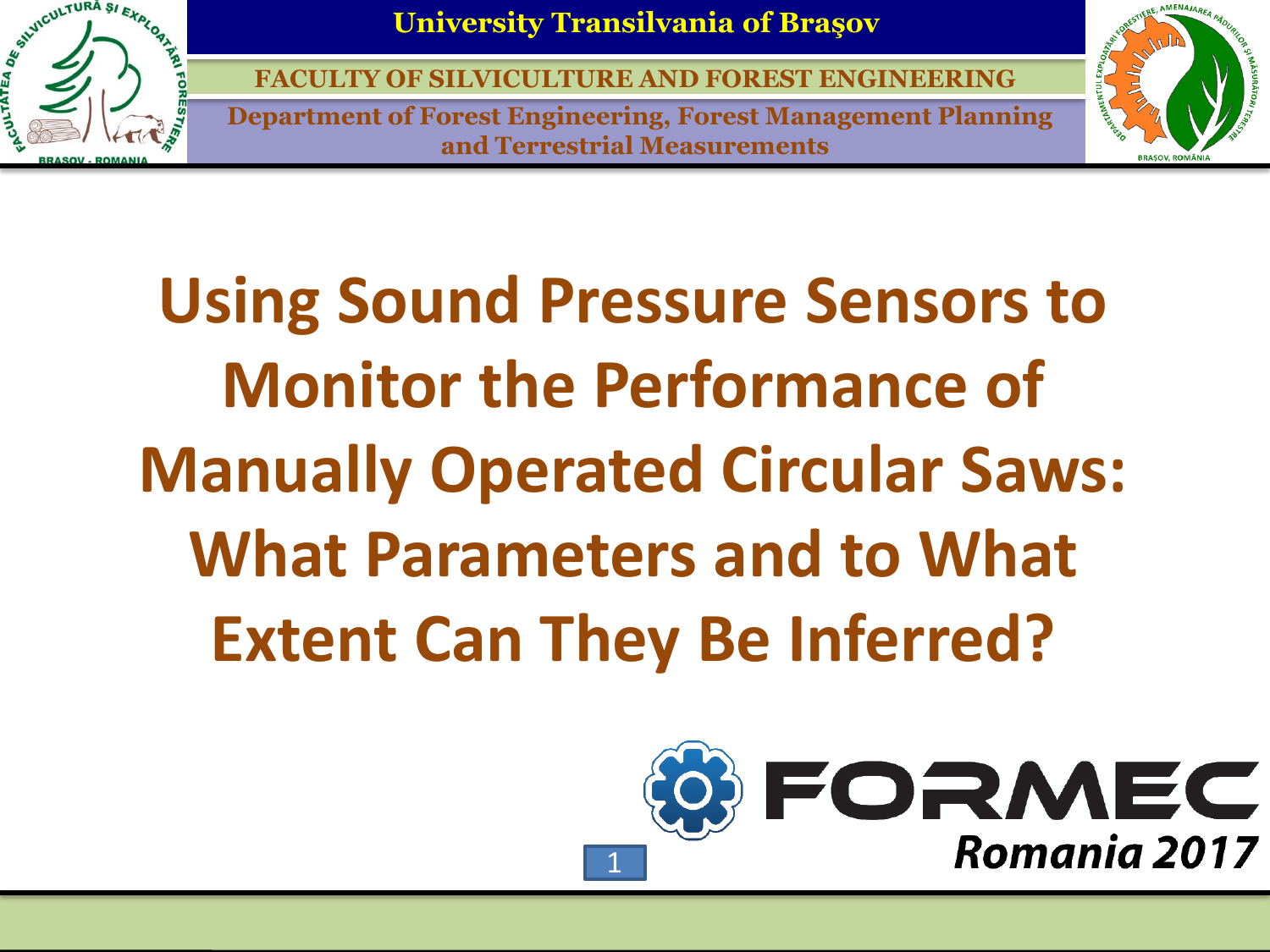University Transilvania of Braşov

FACULTY OF SILVICULTURE AND FOREST ENGINEERING

Department of Forest Engineering, Forest Management Planning and Terrestrial Measurements

# Using Sound Pressure Sensors to Monitor the Performance of Manually Operated Circular Saws: What Parameters and to What Extent Can They Be Inferred?

FORMEC

*Romania 2017*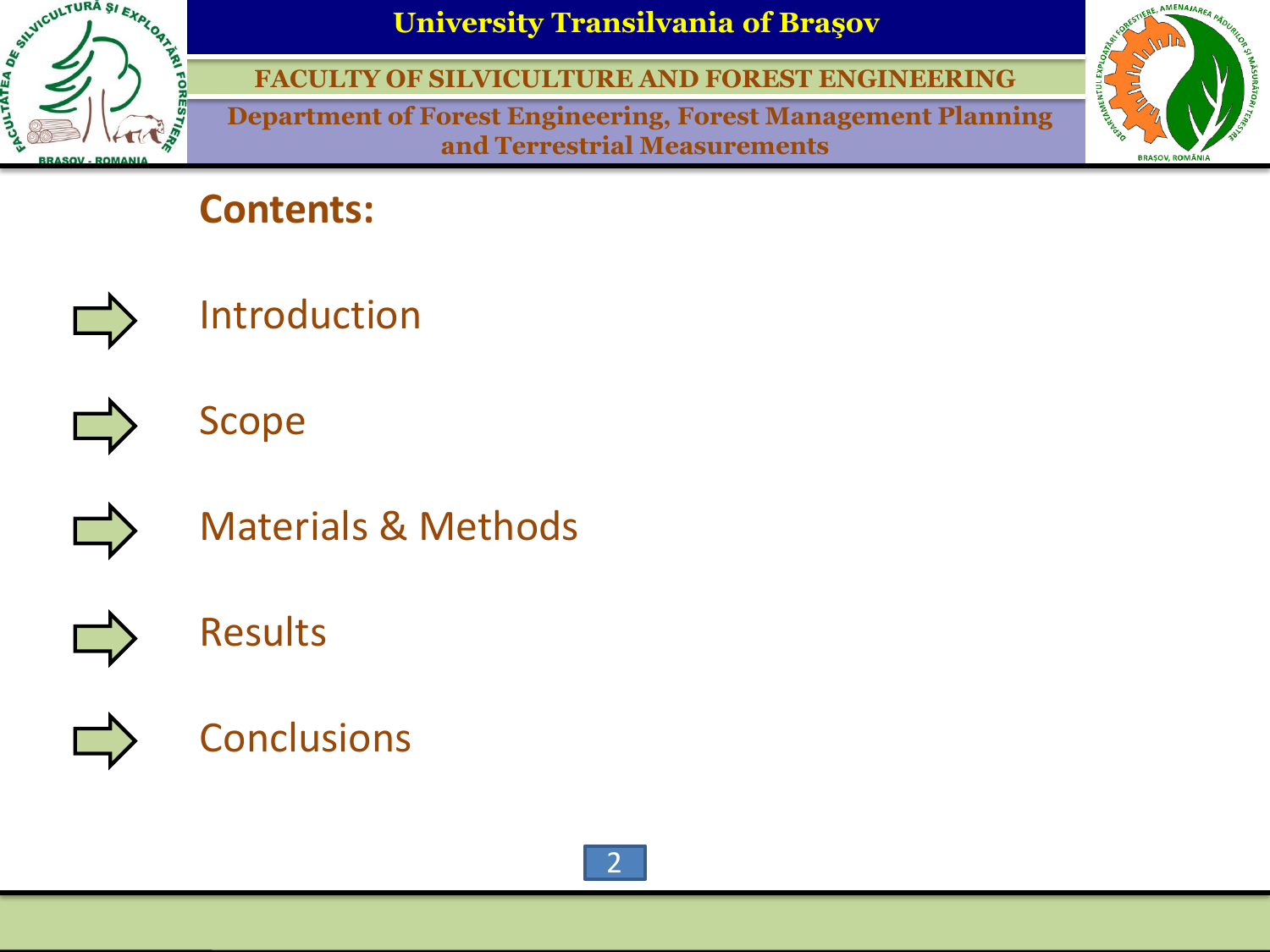## Contents:

- Introduction
- Scope
- Materials & Methods
- Results
- Conclusions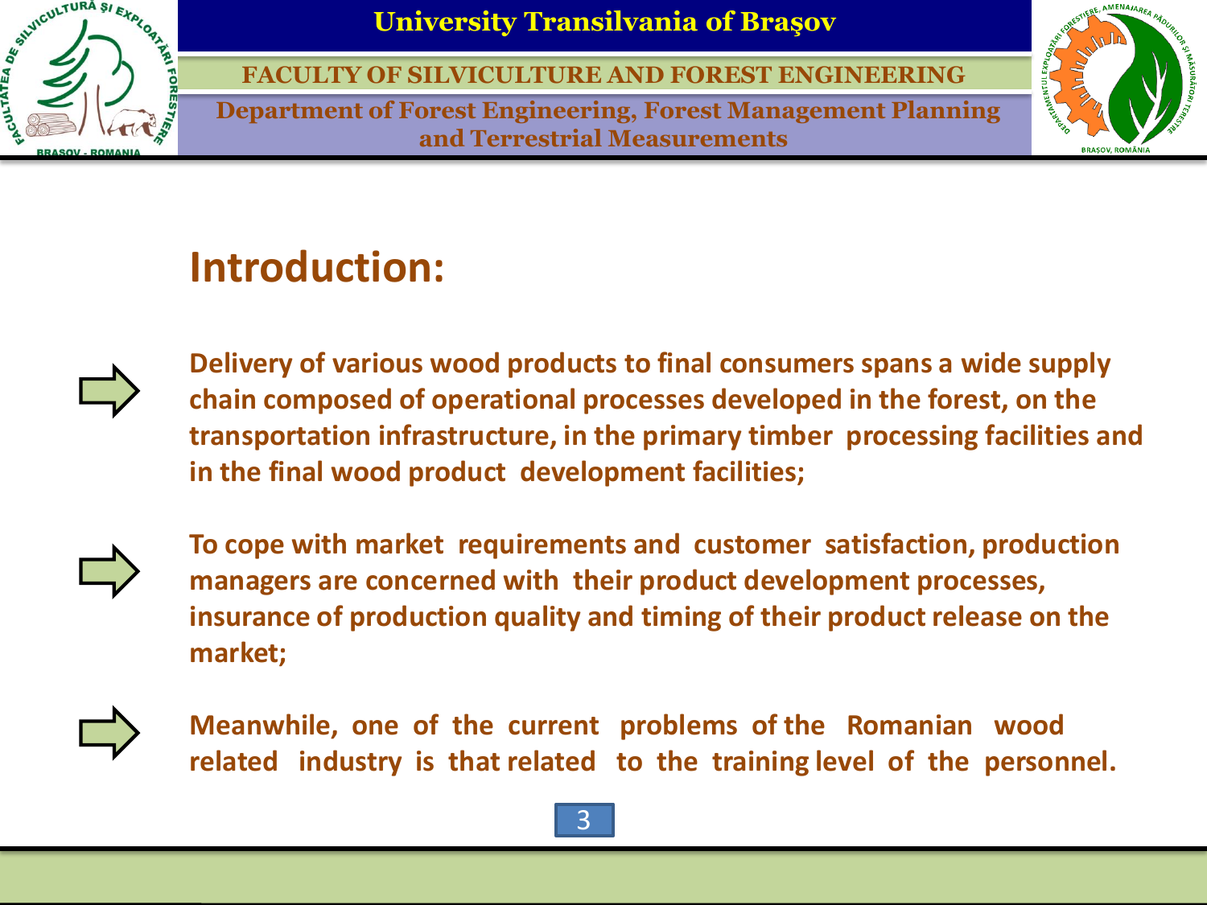## Introduction:

- Delivery of various wood products to final consumers spans a wide supply chain composed of operational processes developed in the forest, on the transportation infrastructure, in the primary timber processing facilities and in the final wood product development facilities;

- To cope with market requirements and customer satisfaction, production managers are concerned with their product development processes, insurance of production quality and timing of their product release on the market;

- Meanwhile, one of the current problems of the Romanian wood related industry is that related to the training level of the personnel.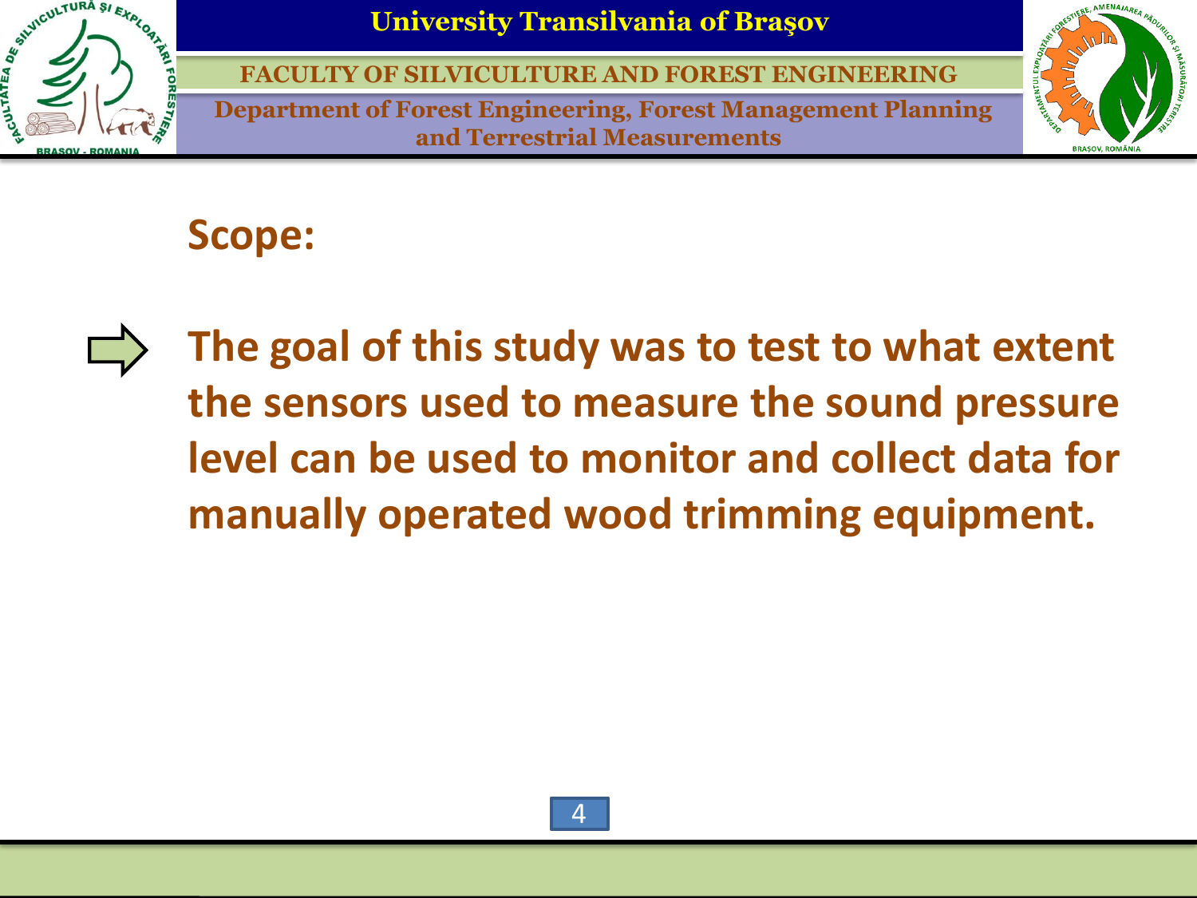## Scope:

- **The goal of this study was to test to what extent the sensors used to measure the sound pressure level can be used to monitor and collect data for manually operated wood trimming equipment.**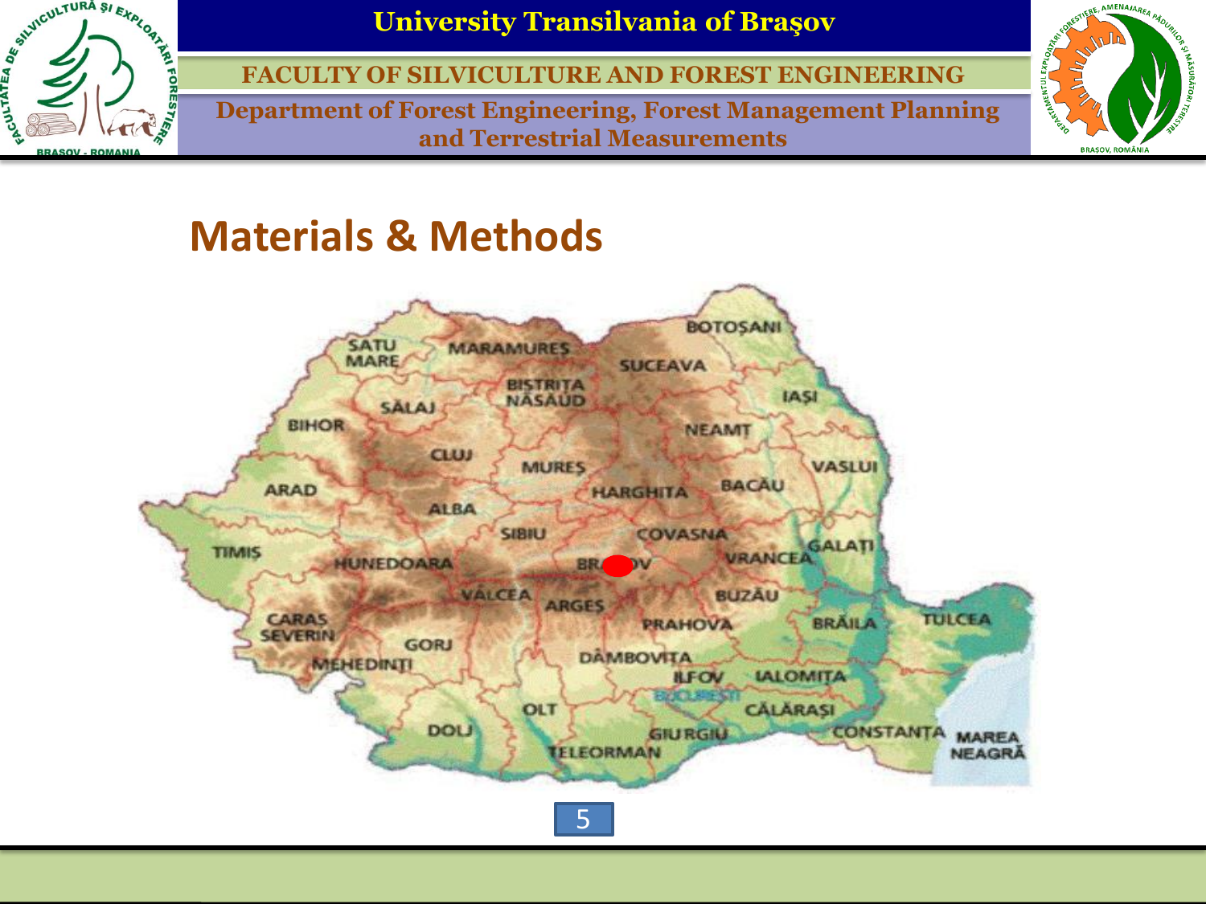# Materials & Methods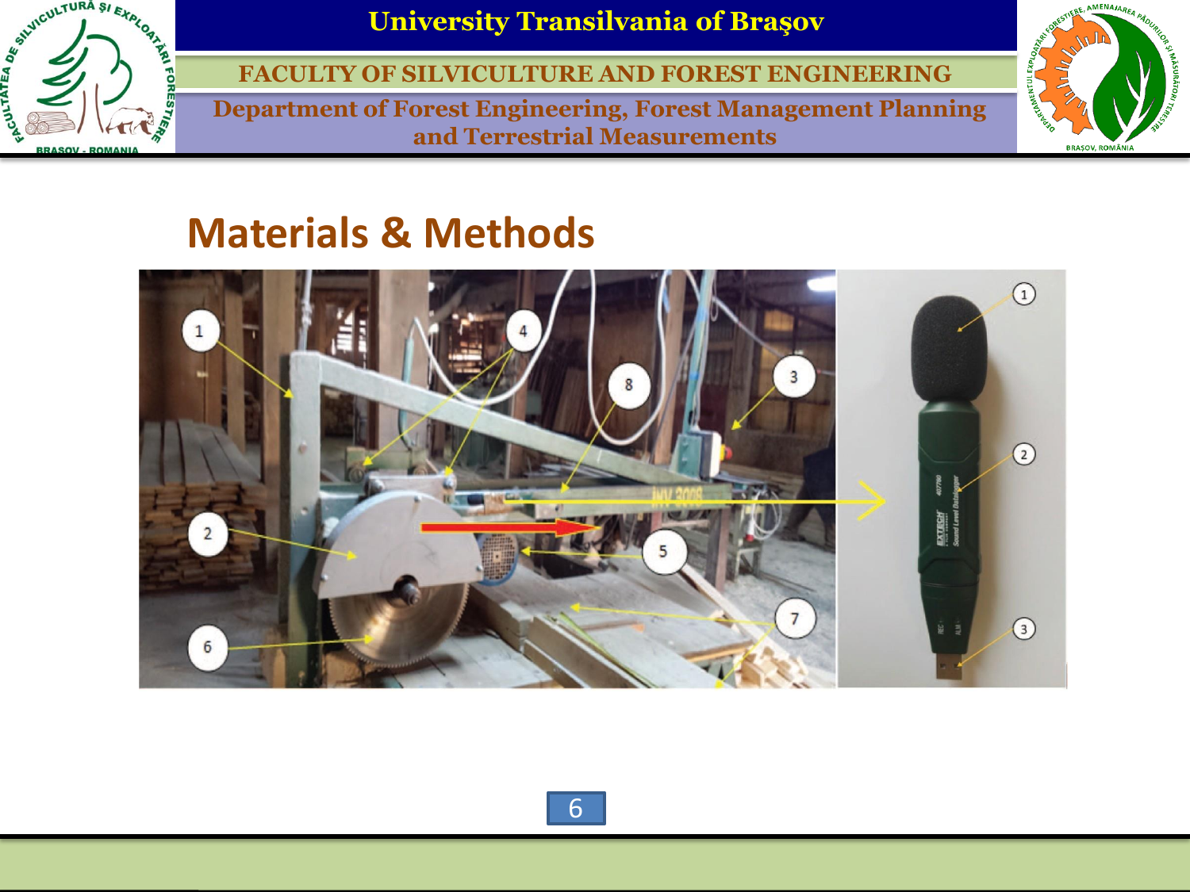# Materials & Methods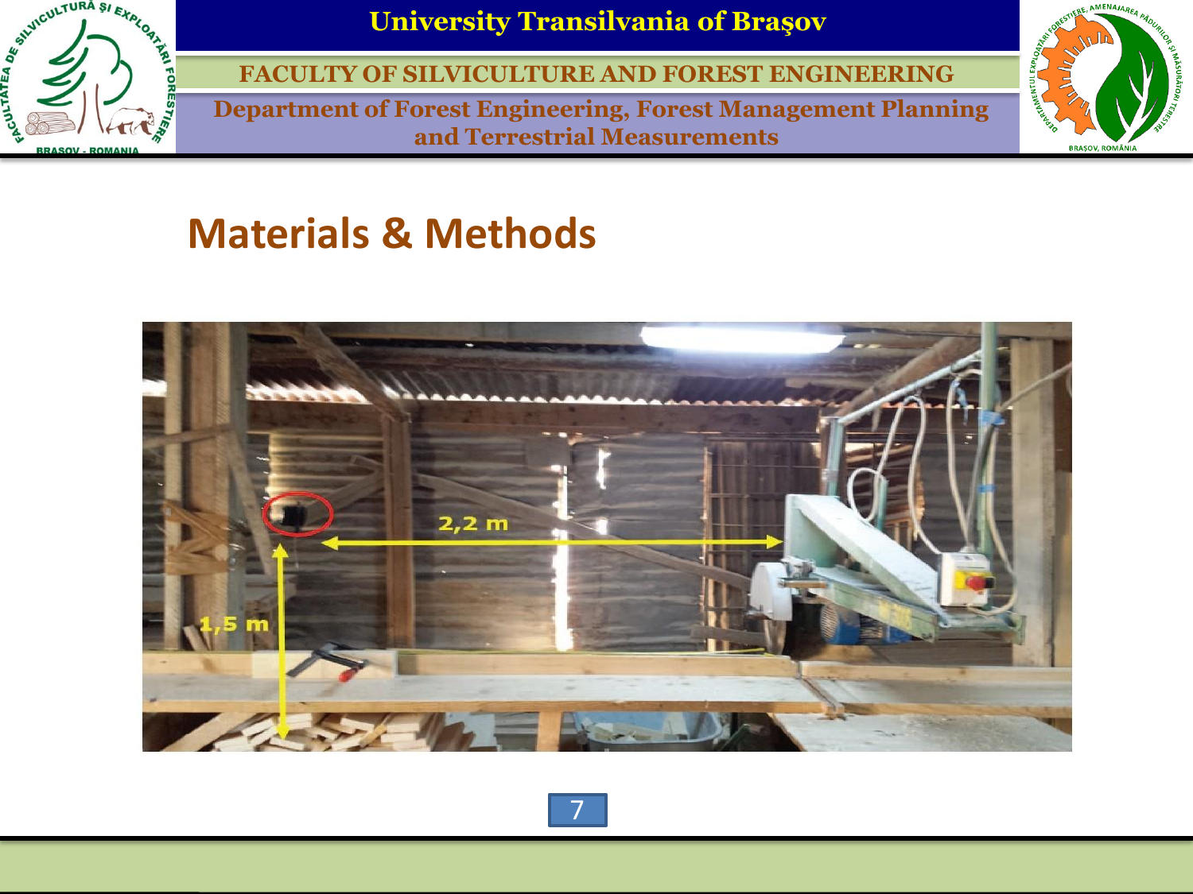# Materials & Methods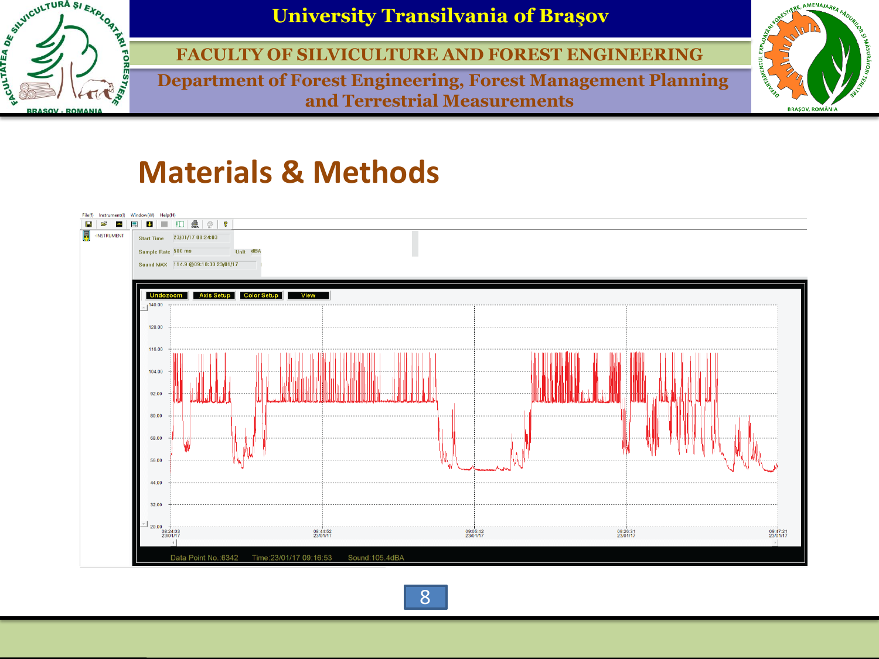# Materials & Methods

File(f) Instrument(I) Window(W) Help(H)

-INSTRUMENT

Start Time 23/01/17 08:24:03

Sample Rate 500 ms Unit dBA

Sound MAX 114.9 @09:18:30 23/01/17

Undozoom | Axis Setup | Color Setup | View

Data Point No.:6342 Time:23/01/17 09:16:53 Sound:105.4dBA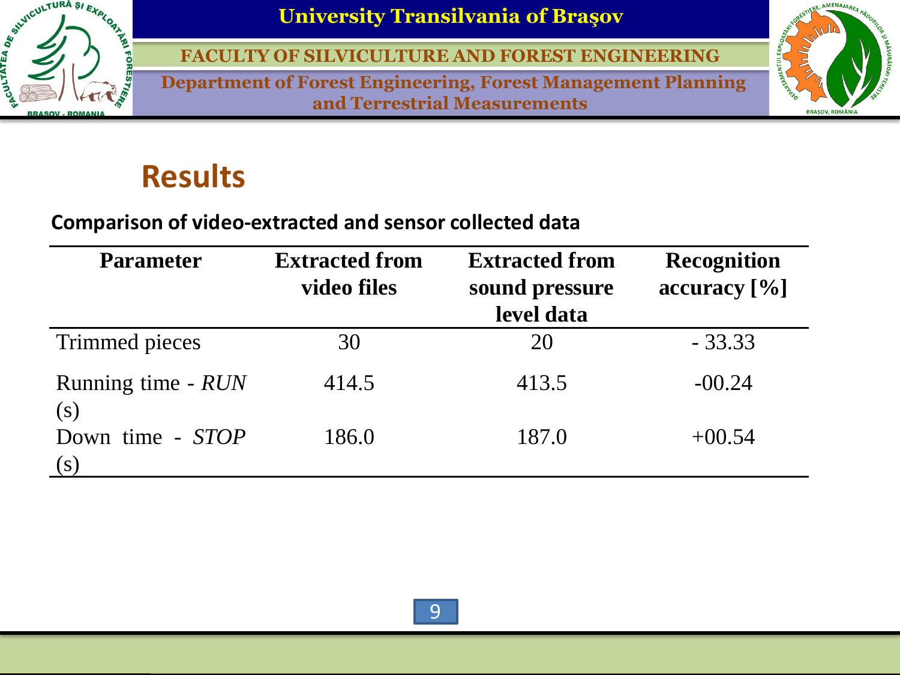# Results

**Comparison of video-extracted and sensor collected data**

| Parameter | Extracted from video files | Extracted from sound pressure level data | Recognition accuracy [%] |
|---|---|---|---|
| Trimmed pieces | 30 | 20 | - 33.33 |
| Running time - *RUN* (s) | 414.5 | 413.5 | -00.24 |
| Down time - *STOP* (s) | 186.0 | 187.0 | +00.54 |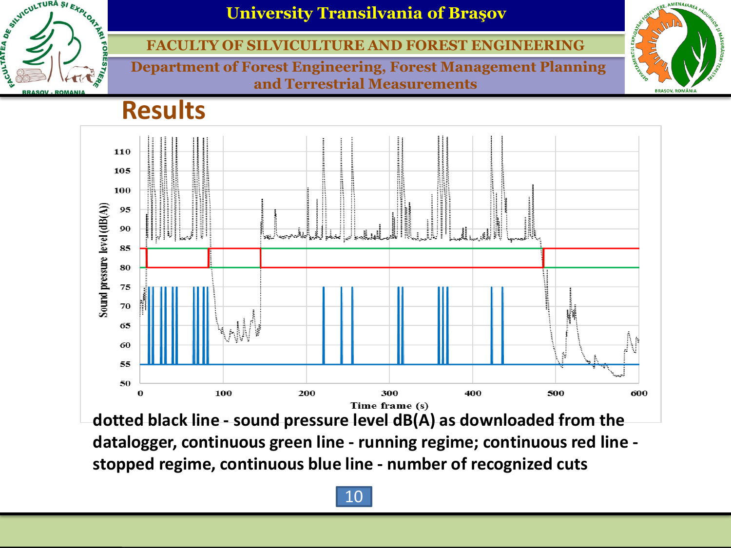# Results

dotted black line - sound pressure level dB(A) as downloaded from the datalogger, continuous green line - running regime; continuous red line - stopped regime, continuous blue line - number of recognized cuts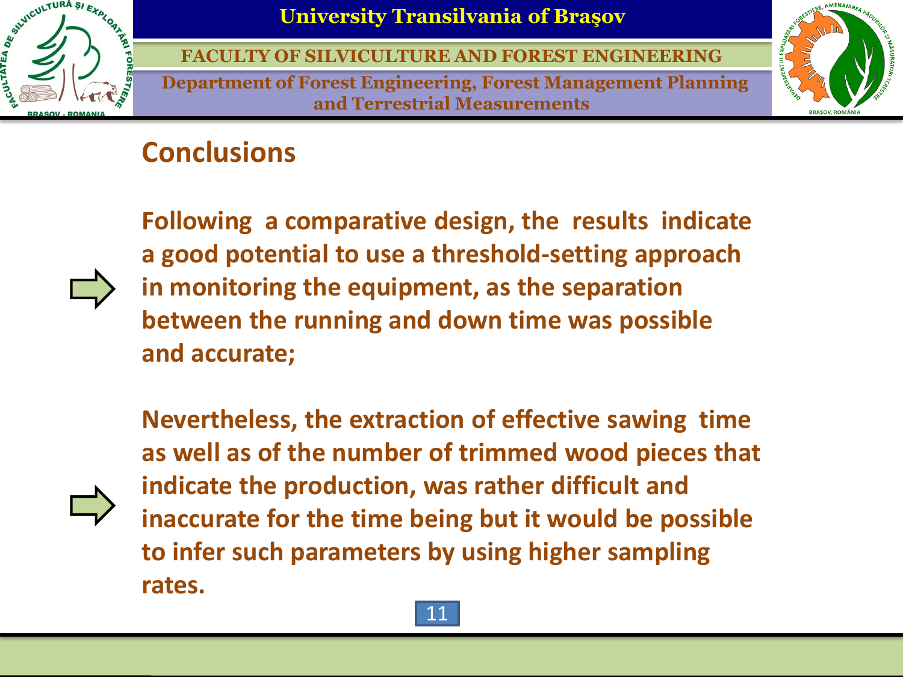## Conclusions

- **Following a comparative design, the results indicate a good potential to use a threshold-setting approach in monitoring the equipment, as the separation between the running and down time was possible and accurate;**

- **Nevertheless, the extraction of effective sawing time as well as of the number of trimmed wood pieces that indicate the production, was rather difficult and inaccurate for the time being but it would be possible to infer such parameters by using higher sampling rates.**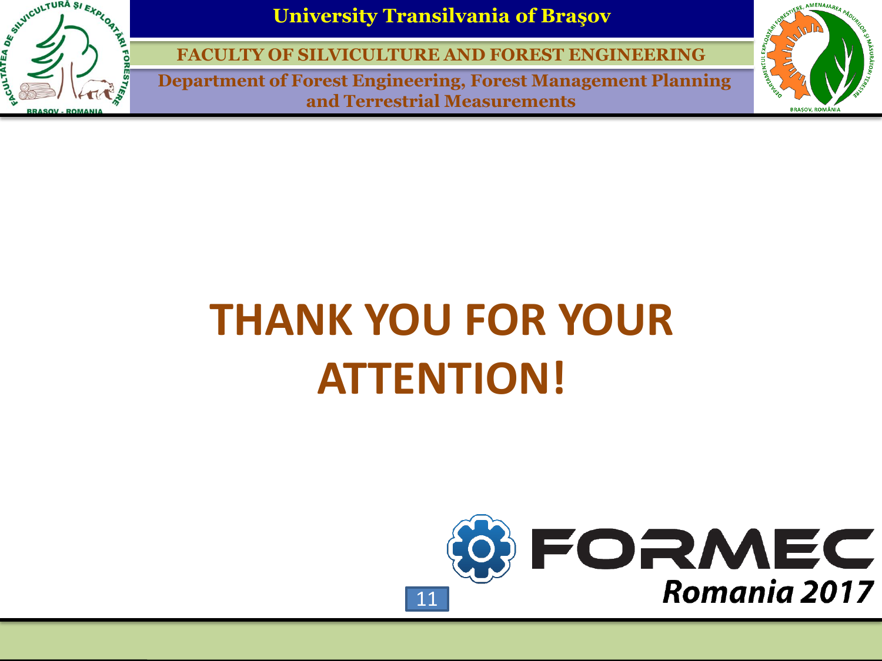# THANK YOU FOR YOUR ATTENTION!